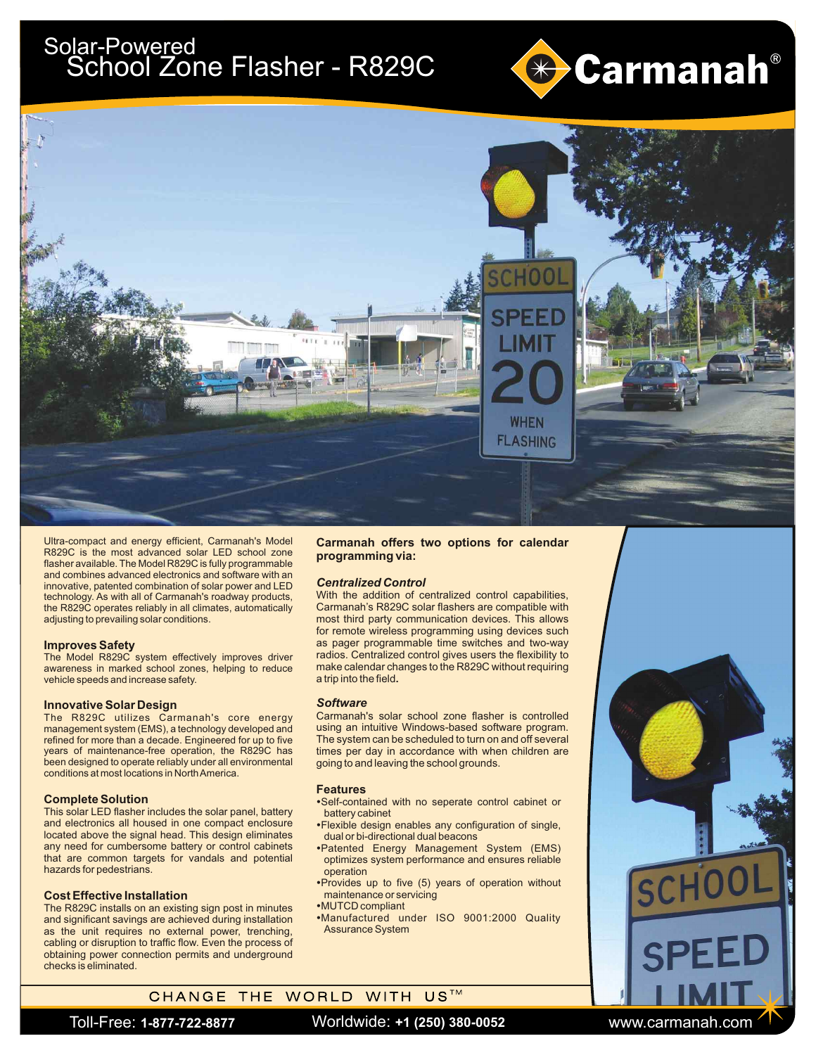# Solar-Powered School Zone Flasher - R829C

Ultra-compact and energy efficient, Carmanah's Model R829C is the most advanced solar LED school zone flasher available. The Model R829C is fully programmable and combines advanced electronics and software with an innovative, patented combination of solar power and LED technology. As with all of Carmanah's roadway products, the R829C operates reliably in all climates, automatically adjusting to prevailing solar conditions.

### Improves Safety

The Model R829C system effectively improves driver awareness in marked school zones, helping to reduce vehicle speeds and increase safety.

### Innovative Solar Design

The R829C utilizes Carmanah's core energy management system (EMS), a technology developed and refined for more than a decade. Engineered for up to five years of maintenance-free operation, the R829C has been designed to operate reliably under all environmental conditions at most locations in North America.

### Complete Solution

This solar LED flasher includes the solar panel, battery and electronics all housed in one compact enclosure located above the signal head. This design eliminates any need for cumbersome battery or control cabinets that are common targets for vandals and potential hazards for pedestrians.

### Cost Effective Installation

The R829C installs on an existing sign post in minutes and significant savings are achieved during installation as the unit requires no external power, trenching, cabling or disruption to traffic flow. Even the process of obtaining power connection permits and underground checks is eliminated.

**Carmanah offers two options for calendar programming via:**

### *Centralized Control*

With the addition of centralized control capabilities, Carmanah's R829C solar flashers are compatible with most third party communication devices. This allows for remote wireless programming using devices such as pager programmable time switches and two-way radios. Centralized control gives users the flexibility to make calendar changes to the R829C without requiring a trip into the field.

### *Software*

Carmanah's solar school zone flasher is controlled using an intuitive Windows-based software program. The system can be scheduled to turn on and off several times per day in accordance with when children are going to and leaving the school grounds.

### Features

- Self-contained with no seperate control cabinet or battery cabinet
- Flexible design enables any configuration of single, dual or bi-directional dual beacons
- Patented Energy Management System (EMS) optimizes system performance and ensures reliable operation
- Provides up to five (5) years of operation without maintenance or servicing
- MUTCD compliant
- Manufactured under ISO 9001:2000 Quality Assurance System

CHANGE THE WORLD WITH US™

Toll-Free: **1-877-722-8877** Worldwide: **+1 (250) 380-0052** www.carmanah.com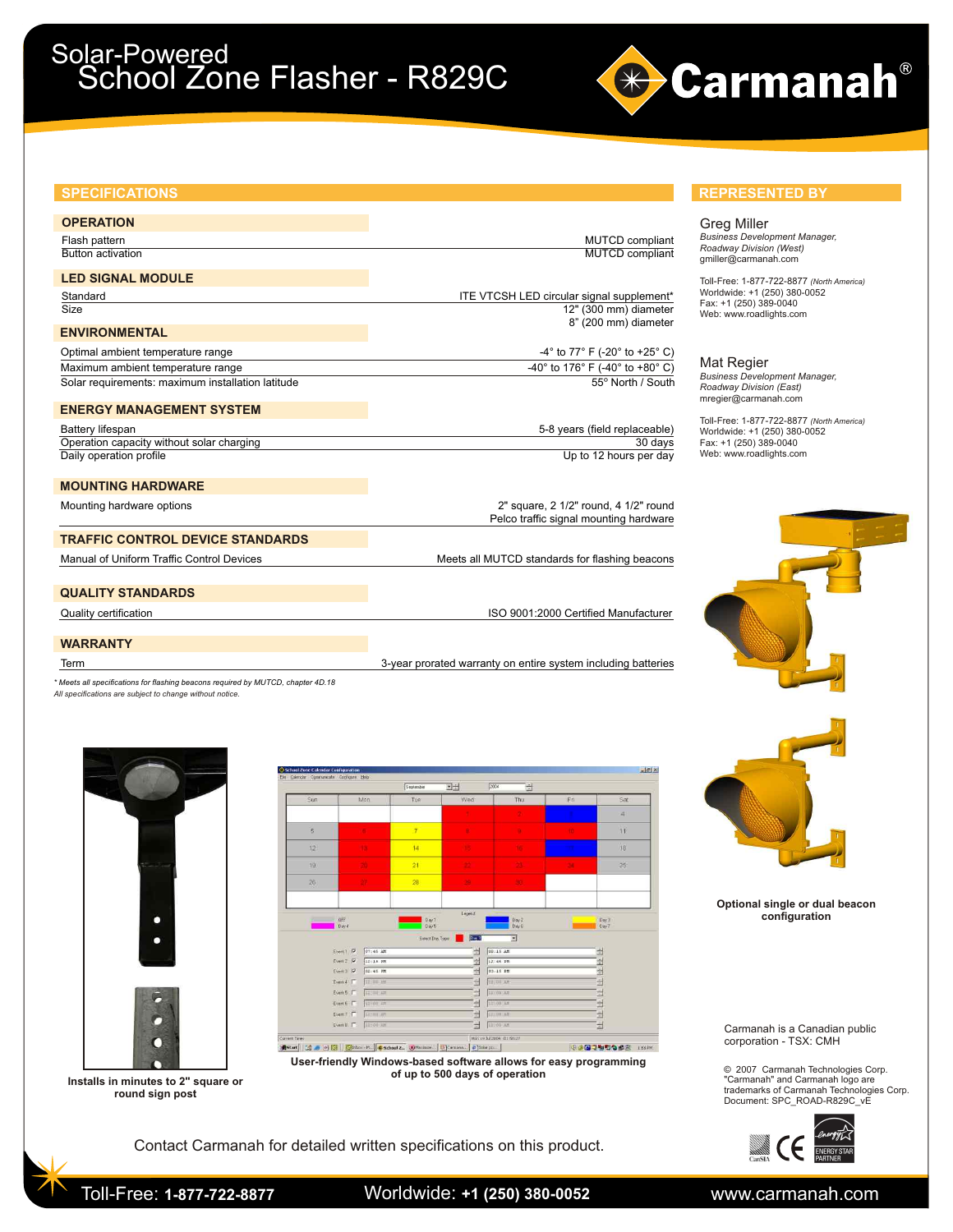# Solar-Powered School Zone Flasher - R829C

Carmanah®

## SPECIFICATIONS

### OPERATION

| | |
|---|---|
| Flash pattern | MUTCD compliant |
| Button activation | MUTCD compliant |

### LED SIGNAL MODULE

| | |
|---|---|
| Standard | ITE VTCSH LED circular signal supplement* |
| Size | 12" (300 mm) diameter<br>8" (200 mm) diameter |

### ENVIRONMENTAL

| | |
|---|---|
| Optimal ambient temperature range | -4° to 77° F (-20° to +25° C) |
| Maximum ambient temperature range | -40° to 176° F (-40° to +80° C) |
| Solar requirements: maximum installation latitude | 55° North / South |

### ENERGY MANAGEMENT SYSTEM

| | |
|---|---|
| Battery lifespan | 5-8 years (field replaceable) |
| Operation capacity without solar charging | 30 days |
| Daily operation profile | Up to 12 hours per day |

### MOUNTING HARDWARE

| | |
|---|---|
| Mounting hardware options | 2" square, 2 1/2" round, 4 1/2" round<br>Pelco traffic signal mounting hardware |

### TRAFFIC CONTROL DEVICE STANDARDS

| | |
|---|---|
| Manual of Uniform Traffic Control Devices | Meets all MUTCD standards for flashing beacons |

### QUALITY STANDARDS

| | |
|---|---|
| Quality certification | ISO 9001:2000 Certified Manufacturer |

### WARRANTY

| | |
|---|---|
| Term | 3-year prorated warranty on entire system including batteries |

*\* Meets all specifications for flashing beacons required by MUTCD, chapter 4D.18*
*All specifications are subject to change without notice.*

## REPRESENTED BY

**Greg Miller**
*Business Development Manager,*
*Roadway Division (West)*
gmiller@carmanah.com

Toll-Free: 1-877-722-8877 *(North America)*
Worldwide: +1 (250) 380-0052
Fax: +1 (250) 389-0040
Web: www.roadlights.com

**Mat Regier**
*Business Development Manager,*
*Roadway Division (East)*
mregier@carmanah.com

Toll-Free: 1-877-722-8877 *(North America)*
Worldwide: +1 (250) 380-0052
Fax: +1 (250) 389-0040
Web: www.roadlights.com

**Optional single or dual beacon configuration**

**Installs in minutes to 2" square or round sign post**

**User-friendly Windows-based software allows for easy programming of up to 500 days of operation**

Carmanah is a Canadian public corporation - TSX: CMH

© 2007 Carmanah Technologies Corp.
"Carmanah" and Carmanah logo are trademarks of Carmanah Technologies Corp.
Document: SPC_ROAD-R829C_vE

Contact Carmanah for detailed written specifications on this product.

Toll-Free: **1-877-722-8877** Worldwide: **+1 (250) 380-0052** www.carmanah.com